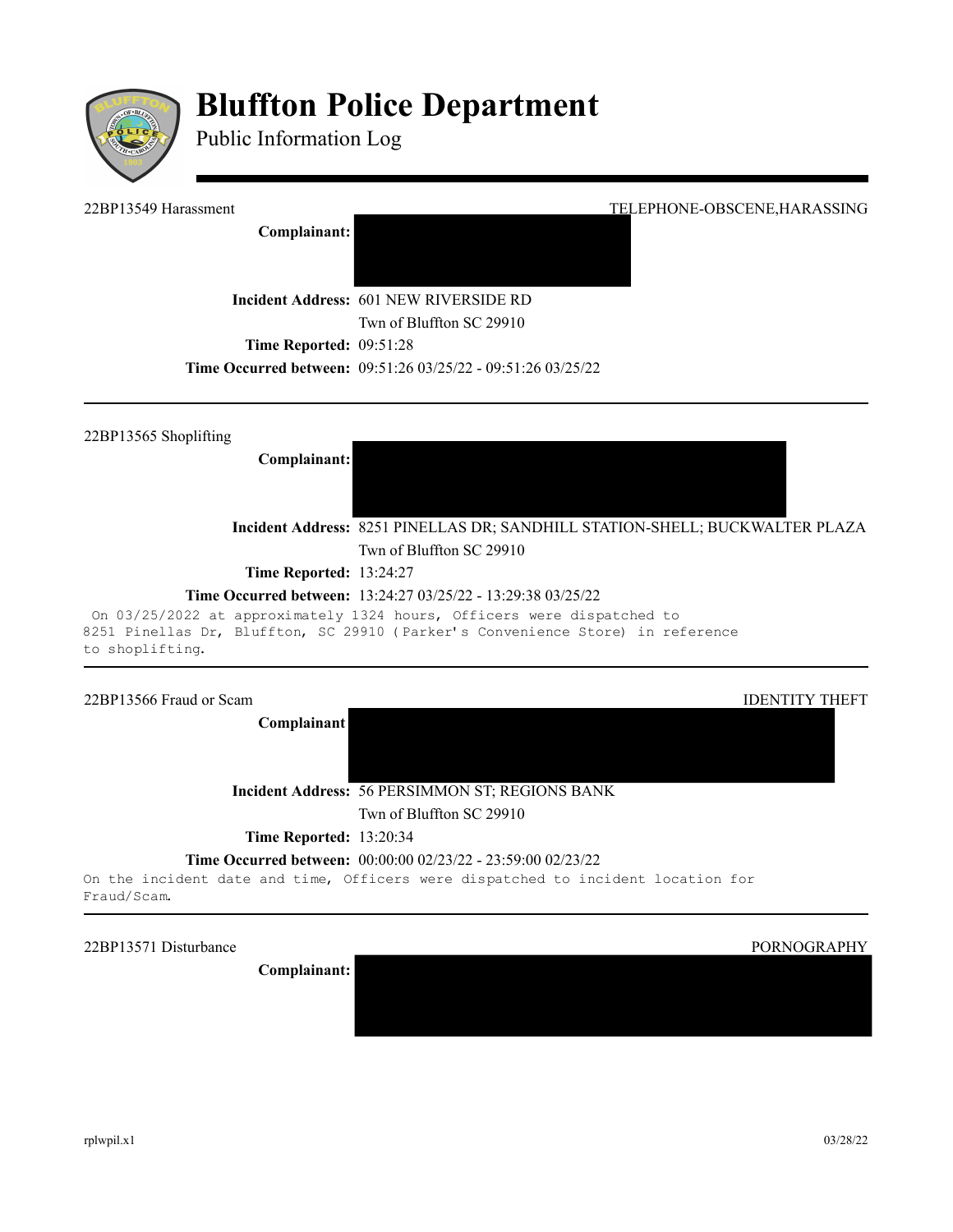# Bluffton Police Department

Public Information Log

---

22BP13549 Harassment — TELEPHONE-OBSCENE,HARASSING

**Complainant:**

**Incident Address:** 601 NEW RIVERSIDE RD
Twn of Bluffton SC 29910

**Time Reported:** 09:51:28

**Time Occurred between:** 09:51:26 03/25/22 - 09:51:26 03/25/22

---

22BP13565 Shoplifting

**Complainant:**

**Incident Address:** 8251 PINELLAS DR; SANDHILL STATION-SHELL; BUCKWALTER PLAZA
Twn of Bluffton SC 29910

**Time Reported:** 13:24:27

**Time Occurred between:** 13:24:27 03/25/22 - 13:29:38 03/25/22

On 03/25/2022 at approximately 1324 hours, Officers were dispatched to 8251 Pinellas Dr, Bluffton, SC 29910 (Parker's Convenience Store) in reference to shoplifting.

---

22BP13566 Fraud or Scam — IDENTITY THEFT

**Complainant**

**Incident Address:** 56 PERSIMMON ST; REGIONS BANK
Twn of Bluffton SC 29910

**Time Reported:** 13:20:34

**Time Occurred between:** 00:00:00 02/23/22 - 23:59:00 02/23/22

On the incident date and time, Officers were dispatched to incident location for Fraud/Scam.

---

22BP13571 Disturbance — PORNOGRAPHY

**Complainant:**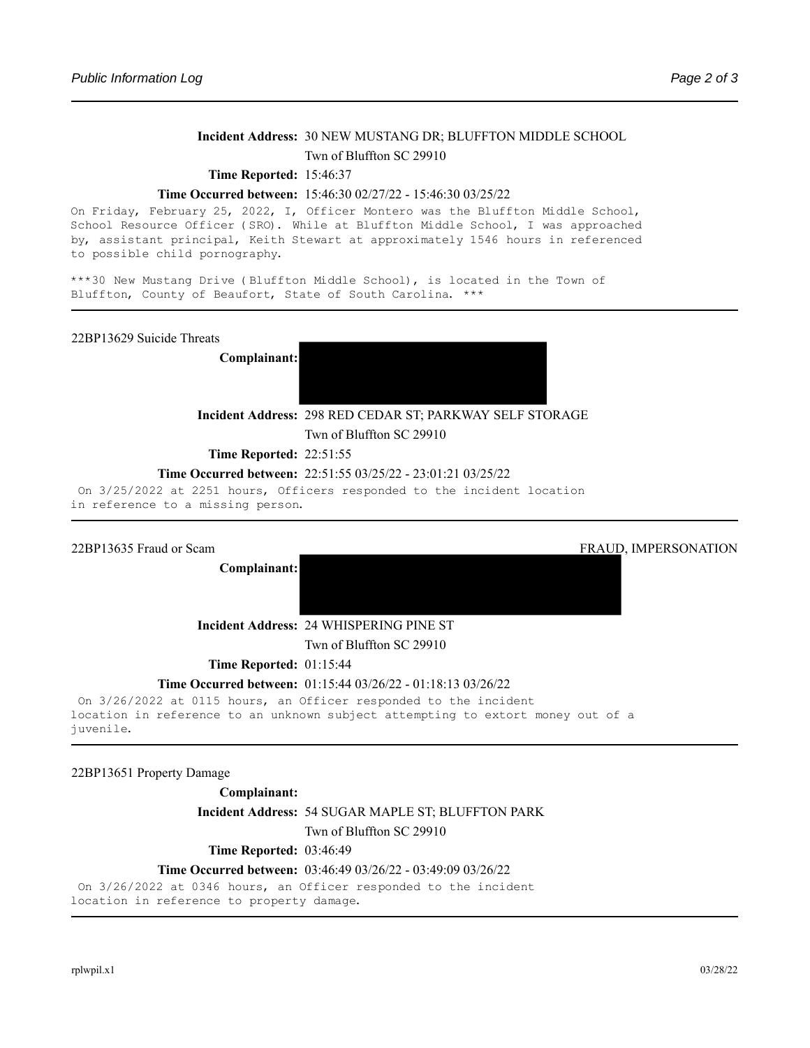**Incident Address:** 30 NEW MUSTANG DR; BLUFFTON MIDDLE SCHOOL
Twn of Bluffton SC 29910

**Time Reported:** 15:46:37

**Time Occurred between:** 15:46:30 02/27/22 - 15:46:30 03/25/22

On Friday, February 25, 2022, I, Officer Montero was the Bluffton Middle School, School Resource Officer (SRO). While at Bluffton Middle School, I was approached by, assistant principal, Keith Stewart at approximately 1546 hours in referenced to possible child pornography.

***30 New Mustang Drive (Bluffton Middle School), is located in the Town of Bluffton, County of Beaufort, State of South Carolina. ***

---

22BP13629 Suicide Threats

**Complainant:**

**Incident Address:** 298 RED CEDAR ST; PARKWAY SELF STORAGE
Twn of Bluffton SC 29910

**Time Reported:** 22:51:55

**Time Occurred between:** 22:51:55 03/25/22 - 23:01:21 03/25/22

On 3/25/2022 at 2251 hours, Officers responded to the incident location in reference to a missing person.

---

22BP13635 Fraud or Scam — FRAUD, IMPERSONATION

**Complainant:**

**Incident Address:** 24 WHISPERING PINE ST
Twn of Bluffton SC 29910

**Time Reported:** 01:15:44

**Time Occurred between:** 01:15:44 03/26/22 - 01:18:13 03/26/22

On 3/26/2022 at 0115 hours, an Officer responded to the incident location in reference to an unknown subject attempting to extort money out of a juvenile.

---

22BP13651 Property Damage

**Complainant:**

**Incident Address:** 54 SUGAR MAPLE ST; BLUFFTON PARK
Twn of Bluffton SC 29910

**Time Reported:** 03:46:49

**Time Occurred between:** 03:46:49 03/26/22 - 03:49:09 03/26/22

On 3/26/2022 at 0346 hours, an Officer responded to the incident location in reference to property damage.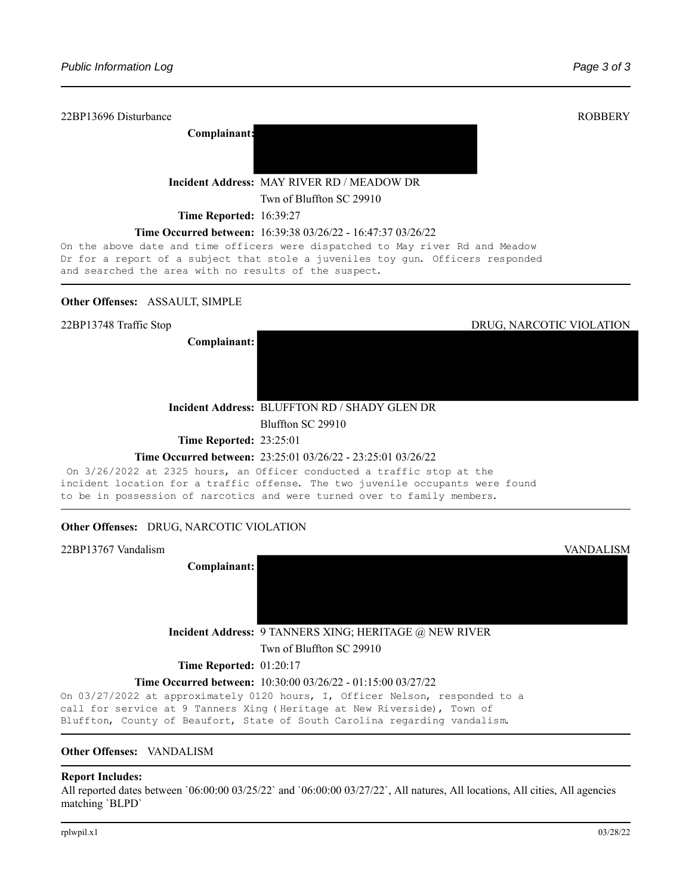22BP13696 Disturbance ROBBERY

**Complainant:**

**Incident Address:** MAY RIVER RD / MEADOW DR
Twn of Bluffton SC 29910

**Time Reported:** 16:39:27

**Time Occurred between:** 16:39:38 03/26/22 - 16:47:37 03/26/22

On the above date and time officers were dispatched to May river Rd and Meadow Dr for a report of a subject that stole a juveniles toy gun. Officers responded and searched the area with no results of the suspect.

---

**Other Offenses:** ASSAULT, SIMPLE

22BP13748 Traffic Stop DRUG, NARCOTIC VIOLATION

**Complainant:**

**Incident Address:** BLUFFTON RD / SHADY GLEN DR
Bluffton SC 29910

**Time Reported:** 23:25:01

**Time Occurred between:** 23:25:01 03/26/22 - 23:25:01 03/26/22

On 3/26/2022 at 2325 hours, an Officer conducted a traffic stop at the incident location for a traffic offense. The two juvenile occupants were found to be in possession of narcotics and were turned over to family members.

---

**Other Offenses:** DRUG, NARCOTIC VIOLATION

22BP13767 Vandalism VANDALISM

**Complainant:**

**Incident Address:** 9 TANNERS XING; HERITAGE @ NEW RIVER
Twn of Bluffton SC 29910

**Time Reported:** 01:20:17

**Time Occurred between:** 10:30:00 03/26/22 - 01:15:00 03/27/22

On 03/27/2022 at approximately 0120 hours, I, Officer Nelson, responded to a call for service at 9 Tanners Xing (Heritage at New Riverside), Town of Bluffton, County of Beaufort, State of South Carolina regarding vandalism.

---

**Other Offenses:** VANDALISM

---

**Report Includes:**
All reported dates between `06:00:00 03/25/22` and `06:00:00 03/27/22`, All natures, All locations, All cities, All agencies matching `BLPD`

rplwpil.x1 03/28/22